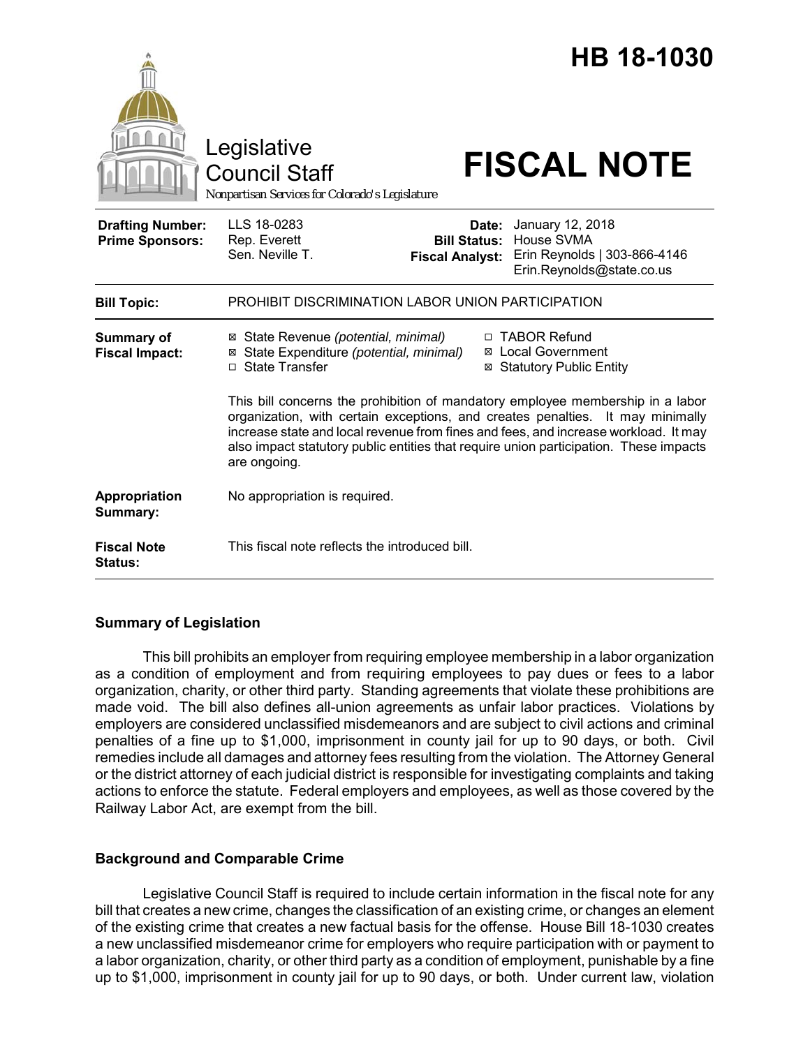# HB 18-1030

Legislative Council Staff

Nonpartisan Services for Colorado's Legislature

# FISCAL NOTE

| | | | |
|---|---|---|---|
| **Drafting Number:** | LLS 18-0283 | **Date:** | January 12, 2018 |
| **Prime Sponsors:** | Rep. Everett | **Bill Status:** | House SVMA |
| | Sen. Neville T. | **Fiscal Analyst:** | Erin Reynolds \| 303-866-4146 |
| | | | Erin.Reynolds@state.co.us |

| | |
|---|---|
| **Bill Topic:** | PROHIBIT DISCRIMINATION LABOR UNION PARTICIPATION |
| **Summary of Fiscal Impact:** | ☒ State Revenue *(potential, minimal)* ☐ TABOR Refund<br>☒ State Expenditure *(potential, minimal)* ☒ Local Government<br>☐ State Transfer ☒ Statutory Public Entity<br><br>This bill concerns the prohibition of mandatory employee membership in a labor organization, with certain exceptions, and creates penalties. It may minimally increase state and local revenue from fines and fees, and increase workload. It may also impact statutory public entities that require union participation. These impacts are ongoing. |
| **Appropriation Summary:** | No appropriation is required. |
| **Fiscal Note Status:** | This fiscal note reflects the introduced bill. |

## Summary of Legislation

This bill prohibits an employer from requiring employee membership in a labor organization as a condition of employment and from requiring employees to pay dues or fees to a labor organization, charity, or other third party. Standing agreements that violate these prohibitions are made void. The bill also defines all-union agreements as unfair labor practices. Violations by employers are considered unclassified misdemeanors and are subject to civil actions and criminal penalties of a fine up to $1,000, imprisonment in county jail for up to 90 days, or both. Civil remedies include all damages and attorney fees resulting from the violation. The Attorney General or the district attorney of each judicial district is responsible for investigating complaints and taking actions to enforce the statute. Federal employers and employees, as well as those covered by the Railway Labor Act, are exempt from the bill.

## Background and Comparable Crime

Legislative Council Staff is required to include certain information in the fiscal note for any bill that creates a new crime, changes the classification of an existing crime, or changes an element of the existing crime that creates a new factual basis for the offense. House Bill 18-1030 creates a new unclassified misdemeanor crime for employers who require participation with or payment to a labor organization, charity, or other third party as a condition of employment, punishable by a fine up to $1,000, imprisonment in county jail for up to 90 days, or both. Under current law, violation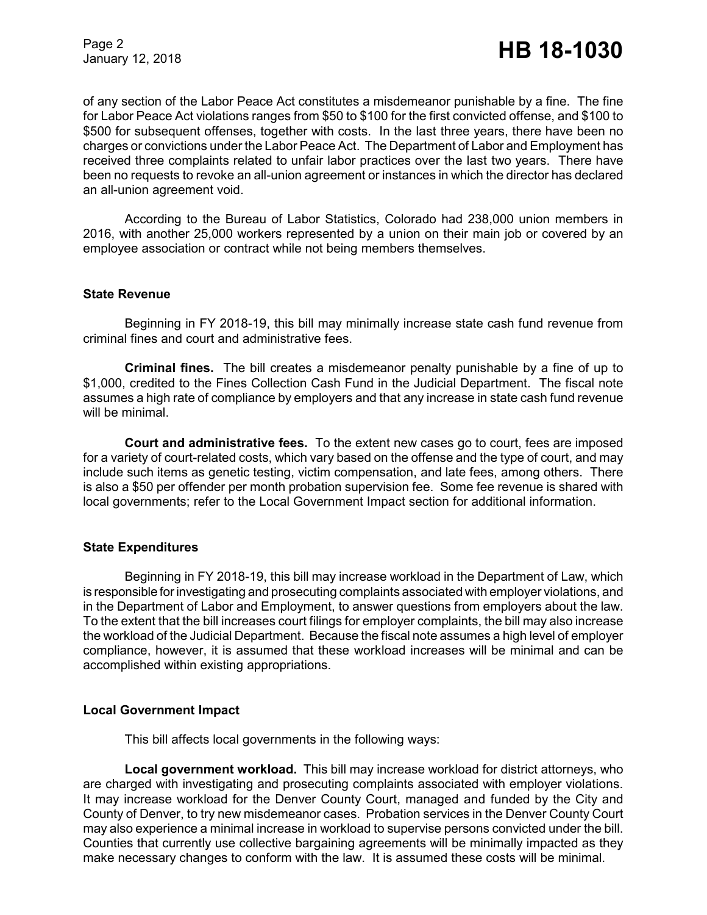of any section of the Labor Peace Act constitutes a misdemeanor punishable by a fine. The fine for Labor Peace Act violations ranges from $50 to $100 for the first convicted offense, and $100 to $500 for subsequent offenses, together with costs. In the last three years, there have been no charges or convictions under the Labor Peace Act. The Department of Labor and Employment has received three complaints related to unfair labor practices over the last two years. There have been no requests to revoke an all-union agreement or instances in which the director has declared an all-union agreement void.

According to the Bureau of Labor Statistics, Colorado had 238,000 union members in 2016, with another 25,000 workers represented by a union on their main job or covered by an employee association or contract while not being members themselves.

### State Revenue

Beginning in FY 2018-19, this bill may minimally increase state cash fund revenue from criminal fines and court and administrative fees.

**Criminal fines.** The bill creates a misdemeanor penalty punishable by a fine of up to $1,000, credited to the Fines Collection Cash Fund in the Judicial Department. The fiscal note assumes a high rate of compliance by employers and that any increase in state cash fund revenue will be minimal.

**Court and administrative fees.** To the extent new cases go to court, fees are imposed for a variety of court-related costs, which vary based on the offense and the type of court, and may include such items as genetic testing, victim compensation, and late fees, among others. There is also a $50 per offender per month probation supervision fee. Some fee revenue is shared with local governments; refer to the Local Government Impact section for additional information.

### State Expenditures

Beginning in FY 2018-19, this bill may increase workload in the Department of Law, which is responsible for investigating and prosecuting complaints associated with employer violations, and in the Department of Labor and Employment, to answer questions from employers about the law. To the extent that the bill increases court filings for employer complaints, the bill may also increase the workload of the Judicial Department. Because the fiscal note assumes a high level of employer compliance, however, it is assumed that these workload increases will be minimal and can be accomplished within existing appropriations.

### Local Government Impact

This bill affects local governments in the following ways:

**Local government workload.** This bill may increase workload for district attorneys, who are charged with investigating and prosecuting complaints associated with employer violations. It may increase workload for the Denver County Court, managed and funded by the City and County of Denver, to try new misdemeanor cases. Probation services in the Denver County Court may also experience a minimal increase in workload to supervise persons convicted under the bill. Counties that currently use collective bargaining agreements will be minimally impacted as they make necessary changes to conform with the law. It is assumed these costs will be minimal.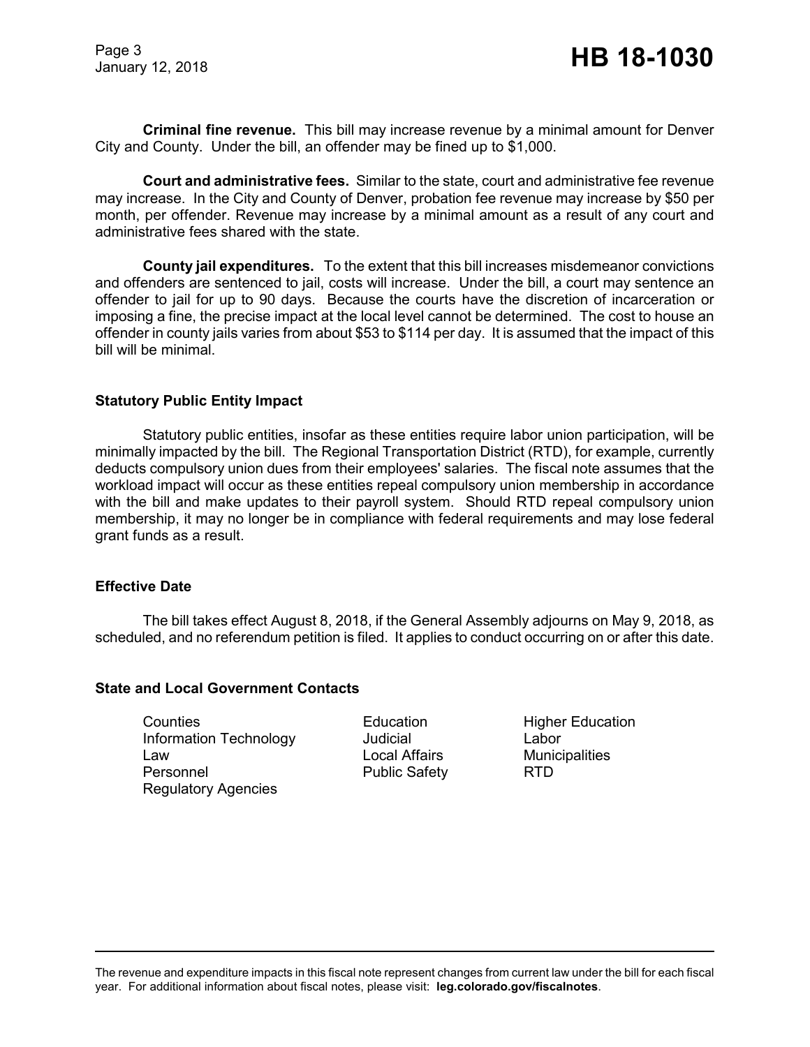**Criminal fine revenue.** This bill may increase revenue by a minimal amount for Denver City and County. Under the bill, an offender may be fined up to $1,000.

**Court and administrative fees.** Similar to the state, court and administrative fee revenue may increase. In the City and County of Denver, probation fee revenue may increase by $50 per month, per offender. Revenue may increase by a minimal amount as a result of any court and administrative fees shared with the state.

**County jail expenditures.** To the extent that this bill increases misdemeanor convictions and offenders are sentenced to jail, costs will increase. Under the bill, a court may sentence an offender to jail for up to 90 days. Because the courts have the discretion of incarceration or imposing a fine, the precise impact at the local level cannot be determined. The cost to house an offender in county jails varies from about $53 to $114 per day. It is assumed that the impact of this bill will be minimal.

### Statutory Public Entity Impact

Statutory public entities, insofar as these entities require labor union participation, will be minimally impacted by the bill. The Regional Transportation District (RTD), for example, currently deducts compulsory union dues from their employees' salaries. The fiscal note assumes that the workload impact will occur as these entities repeal compulsory union membership in accordance with the bill and make updates to their payroll system. Should RTD repeal compulsory union membership, it may no longer be in compliance with federal requirements and may lose federal grant funds as a result.

### Effective Date

The bill takes effect August 8, 2018, if the General Assembly adjourns on May 9, 2018, as scheduled, and no referendum petition is filed. It applies to conduct occurring on or after this date.

### State and Local Government Contacts

| | | |
|---|---|---|
| Counties | Education | Higher Education |
| Information Technology | Judicial | Labor |
| Law | Local Affairs | Municipalities |
| Personnel | Public Safety | RTD |
| Regulatory Agencies | | |

The revenue and expenditure impacts in this fiscal note represent changes from current law under the bill for each fiscal year. For additional information about fiscal notes, please visit: **leg.colorado.gov/fiscalnotes**.